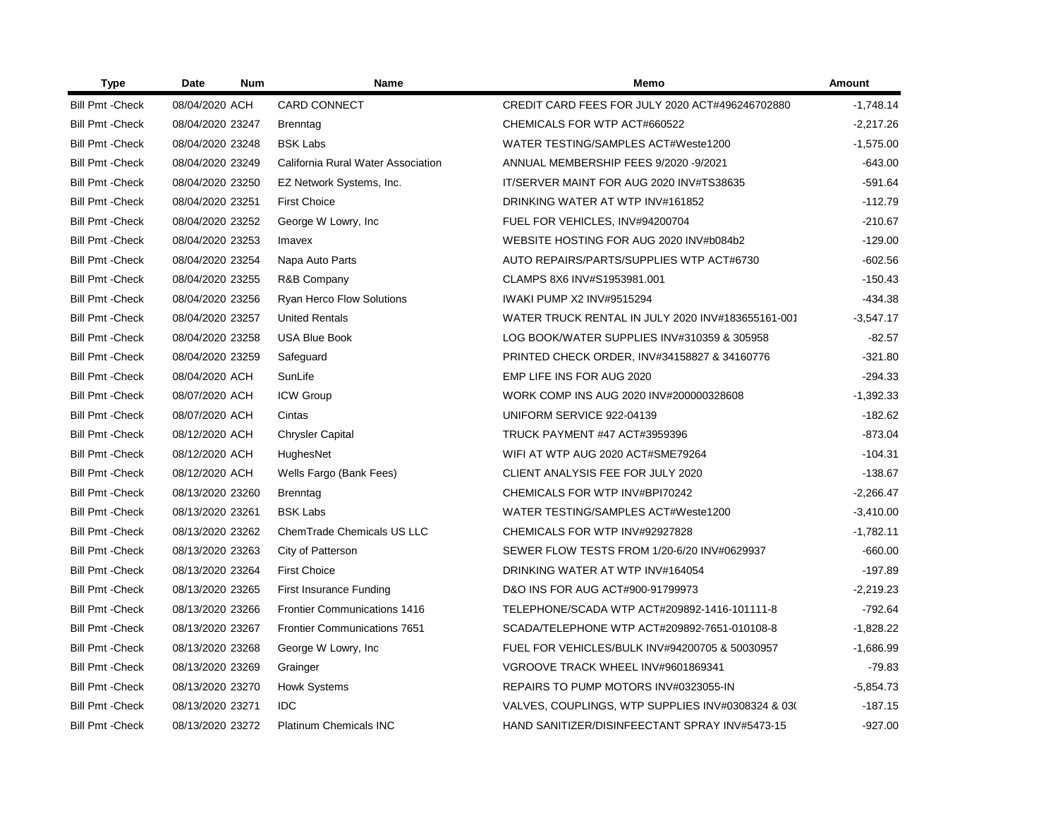| Type | Date | Num | Name | Memo | Amount |
|---|---|---|---|---|---|
| Bill Pmt -Check | 08/04/2020 | ACH | CARD CONNECT | CREDIT CARD FEES FOR JULY 2020 ACT#496246702880 | -1,748.14 |
| Bill Pmt -Check | 08/04/2020 | 23247 | Brenntag | CHEMICALS FOR WTP ACT#660522 | -2,217.26 |
| Bill Pmt -Check | 08/04/2020 | 23248 | BSK Labs | WATER TESTING/SAMPLES ACT#Weste1200 | -1,575.00 |
| Bill Pmt -Check | 08/04/2020 | 23249 | California Rural Water Association | ANNUAL MEMBERSHIP FEES 9/2020 -9/2021 | -643.00 |
| Bill Pmt -Check | 08/04/2020 | 23250 | EZ Network Systems, Inc. | IT/SERVER MAINT FOR AUG 2020 INV#TS38635 | -591.64 |
| Bill Pmt -Check | 08/04/2020 | 23251 | First Choice | DRINKING WATER AT WTP INV#161852 | -112.79 |
| Bill Pmt -Check | 08/04/2020 | 23252 | George W Lowry, Inc | FUEL FOR VEHICLES, INV#94200704 | -210.67 |
| Bill Pmt -Check | 08/04/2020 | 23253 | Imavex | WEBSITE HOSTING FOR AUG 2020 INV#b084b2 | -129.00 |
| Bill Pmt -Check | 08/04/2020 | 23254 | Napa Auto Parts | AUTO REPAIRS/PARTS/SUPPLIES WTP ACT#6730 | -602.56 |
| Bill Pmt -Check | 08/04/2020 | 23255 | R&B Company | CLAMPS 8X6 INV#S1953981.001 | -150.43 |
| Bill Pmt -Check | 08/04/2020 | 23256 | Ryan Herco Flow Solutions | IWAKI PUMP X2 INV#9515294 | -434.38 |
| Bill Pmt -Check | 08/04/2020 | 23257 | United Rentals | WATER TRUCK RENTAL IN JULY 2020 INV#183655161-001 | -3,547.17 |
| Bill Pmt -Check | 08/04/2020 | 23258 | USA Blue Book | LOG BOOK/WATER SUPPLIES INV#310359 & 305958 | -82.57 |
| Bill Pmt -Check | 08/04/2020 | 23259 | Safeguard | PRINTED CHECK ORDER, INV#34158827 & 34160776 | -321.80 |
| Bill Pmt -Check | 08/04/2020 | ACH | SunLife | EMP LIFE INS FOR AUG 2020 | -294.33 |
| Bill Pmt -Check | 08/07/2020 | ACH | ICW Group | WORK COMP INS AUG 2020 INV#200000328608 | -1,392.33 |
| Bill Pmt -Check | 08/07/2020 | ACH | Cintas | UNIFORM SERVICE 922-04139 | -182.62 |
| Bill Pmt -Check | 08/12/2020 | ACH | Chrysler Capital | TRUCK PAYMENT #47 ACT#3959396 | -873.04 |
| Bill Pmt -Check | 08/12/2020 | ACH | HughesNet | WIFI AT WTP AUG 2020 ACT#SME79264 | -104.31 |
| Bill Pmt -Check | 08/12/2020 | ACH | Wells Fargo (Bank Fees) | CLIENT ANALYSIS FEE FOR JULY 2020 | -138.67 |
| Bill Pmt -Check | 08/13/2020 | 23260 | Brenntag | CHEMICALS FOR WTP INV#BPI70242 | -2,266.47 |
| Bill Pmt -Check | 08/13/2020 | 23261 | BSK Labs | WATER TESTING/SAMPLES ACT#Weste1200 | -3,410.00 |
| Bill Pmt -Check | 08/13/2020 | 23262 | ChemTrade Chemicals US LLC | CHEMICALS FOR WTP INV#92927828 | -1,782.11 |
| Bill Pmt -Check | 08/13/2020 | 23263 | City of Patterson | SEWER FLOW TESTS FROM 1/20-6/20 INV#0629937 | -660.00 |
| Bill Pmt -Check | 08/13/2020 | 23264 | First Choice | DRINKING WATER AT WTP INV#164054 | -197.89 |
| Bill Pmt -Check | 08/13/2020 | 23265 | First Insurance Funding | D&O INS FOR AUG ACT#900-91799973 | -2,219.23 |
| Bill Pmt -Check | 08/13/2020 | 23266 | Frontier Communications 1416 | TELEPHONE/SCADA WTP ACT#209892-1416-101111-8 | -792.64 |
| Bill Pmt -Check | 08/13/2020 | 23267 | Frontier Communications 7651 | SCADA/TELEPHONE WTP ACT#209892-7651-010108-8 | -1,828.22 |
| Bill Pmt -Check | 08/13/2020 | 23268 | George W Lowry, Inc | FUEL FOR VEHICLES/BULK INV#94200705 & 50030957 | -1,686.99 |
| Bill Pmt -Check | 08/13/2020 | 23269 | Grainger | VGROOVE TRACK WHEEL INV#9601869341 | -79.83 |
| Bill Pmt -Check | 08/13/2020 | 23270 | Howk Systems | REPAIRS TO PUMP MOTORS INV#0323055-IN | -5,854.73 |
| Bill Pmt -Check | 08/13/2020 | 23271 | IDC | VALVES, COUPLINGS, WTP SUPPLIES INV#0308324 & 03( | -187.15 |
| Bill Pmt -Check | 08/13/2020 | 23272 | Platinum Chemicals INC | HAND SANITIZER/DISINFEECTANT SPRAY INV#5473-15 | -927.00 |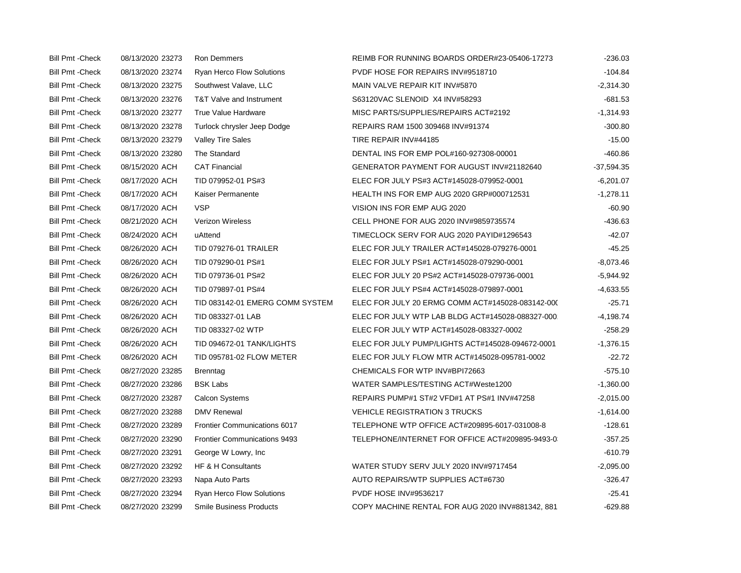| Bill Pmt -Check | 08/13/2020 | 23273 | Ron Demmers | REIMB FOR RUNNING BOARDS ORDER#23-05406-17273 | -236.03 |
|---|---|---|---|---|---|
| Bill Pmt -Check | 08/13/2020 | 23274 | Ryan Herco Flow Solutions | PVDF HOSE FOR REPAIRS INV#9518710 | -104.84 |
| Bill Pmt -Check | 08/13/2020 | 23275 | Southwest Valave, LLC | MAIN VALVE REPAIR KIT INV#5870 | -2,314.30 |
| Bill Pmt -Check | 08/13/2020 | 23276 | T&T Valve and Instrument | S63120VAC SLENOID X4 INV#58293 | -681.53 |
| Bill Pmt -Check | 08/13/2020 | 23277 | True Value Hardware | MISC PARTS/SUPPLIES/REPAIRS ACT#2192 | -1,314.93 |
| Bill Pmt -Check | 08/13/2020 | 23278 | Turlock chrysler Jeep Dodge | REPAIRS RAM 1500 309468 INV#91374 | -300.80 |
| Bill Pmt -Check | 08/13/2020 | 23279 | Valley Tire Sales | TIRE REPAIR INV#44185 | -15.00 |
| Bill Pmt -Check | 08/13/2020 | 23280 | The Standard | DENTAL INS FOR EMP POL#160-927308-00001 | -460.86 |
| Bill Pmt -Check | 08/15/2020 | ACH | CAT Financial | GENERATOR PAYMENT FOR AUGUST INV#21182640 | -37,594.35 |
| Bill Pmt -Check | 08/17/2020 | ACH | TID 079952-01 PS#3 | ELEC FOR JULY PS#3 ACT#145028-079952-0001 | -6,201.07 |
| Bill Pmt -Check | 08/17/2020 | ACH | Kaiser Permanente | HEALTH INS FOR EMP AUG 2020 GRP#000712531 | -1,278.11 |
| Bill Pmt -Check | 08/17/2020 | ACH | VSP | VISION INS FOR EMP AUG 2020 | -60.90 |
| Bill Pmt -Check | 08/21/2020 | ACH | Verizon Wireless | CELL PHONE FOR AUG 2020 INV#9859735574 | -436.63 |
| Bill Pmt -Check | 08/24/2020 | ACH | uAttend | TIMECLOCK SERV FOR AUG 2020 PAYID#1296543 | -42.07 |
| Bill Pmt -Check | 08/26/2020 | ACH | TID 079276-01 TRAILER | ELEC FOR JULY TRAILER ACT#145028-079276-0001 | -45.25 |
| Bill Pmt -Check | 08/26/2020 | ACH | TID 079290-01 PS#1 | ELEC FOR JULY PS#1 ACT#145028-079290-0001 | -8,073.46 |
| Bill Pmt -Check | 08/26/2020 | ACH | TID 079736-01 PS#2 | ELEC FOR JULY 20 PS#2 ACT#145028-079736-0001 | -5,944.92 |
| Bill Pmt -Check | 08/26/2020 | ACH | TID 079897-01 PS#4 | ELEC FOR JULY PS#4 ACT#145028-079897-0001 | -4,633.55 |
| Bill Pmt -Check | 08/26/2020 | ACH | TID 083142-01 EMERG COMM SYSTEM | ELEC FOR JULY 20 ERMG COMM ACT#145028-083142-00( | -25.71 |
| Bill Pmt -Check | 08/26/2020 | ACH | TID 083327-01 LAB | ELEC FOR JULY WTP LAB BLDG ACT#145028-088327-000 | -4,198.74 |
| Bill Pmt -Check | 08/26/2020 | ACH | TID 083327-02 WTP | ELEC FOR JULY WTP ACT#145028-083327-0002 | -258.29 |
| Bill Pmt -Check | 08/26/2020 | ACH | TID 094672-01 TANK/LIGHTS | ELEC FOR JULY PUMP/LIGHTS ACT#145028-094672-0001 | -1,376.15 |
| Bill Pmt -Check | 08/26/2020 | ACH | TID 095781-02 FLOW METER | ELEC FOR JULY FLOW MTR ACT#145028-095781-0002 | -22.72 |
| Bill Pmt -Check | 08/27/2020 | 23285 | Brenntag | CHEMICALS FOR WTP INV#BPI72663 | -575.10 |
| Bill Pmt -Check | 08/27/2020 | 23286 | BSK Labs | WATER SAMPLES/TESTING ACT#Weste1200 | -1,360.00 |
| Bill Pmt -Check | 08/27/2020 | 23287 | Calcon Systems | REPAIRS PUMP#1 ST#2 VFD#1 AT PS#1 INV#47258 | -2,015.00 |
| Bill Pmt -Check | 08/27/2020 | 23288 | DMV Renewal | VEHICLE REGISTRATION 3 TRUCKS | -1,614.00 |
| Bill Pmt -Check | 08/27/2020 | 23289 | Frontier Communications 6017 | TELEPHONE WTP OFFICE ACT#209895-6017-031008-8 | -128.61 |
| Bill Pmt -Check | 08/27/2020 | 23290 | Frontier Communications 9493 | TELEPHONE/INTERNET FOR OFFICE ACT#209895-9493-0 | -357.25 |
| Bill Pmt -Check | 08/27/2020 | 23291 | George W Lowry, Inc | | -610.79 |
| Bill Pmt -Check | 08/27/2020 | 23292 | HF & H Consultants | WATER STUDY SERV JULY 2020 INV#9717454 | -2,095.00 |
| Bill Pmt -Check | 08/27/2020 | 23293 | Napa Auto Parts | AUTO REPAIRS/WTP SUPPLIES ACT#6730 | -326.47 |
| Bill Pmt -Check | 08/27/2020 | 23294 | Ryan Herco Flow Solutions | PVDF HOSE INV#9536217 | -25.41 |
| Bill Pmt -Check | 08/27/2020 | 23299 | Smile Business Products | COPY MACHINE RENTAL FOR AUG 2020 INV#881342, 881 | -629.88 |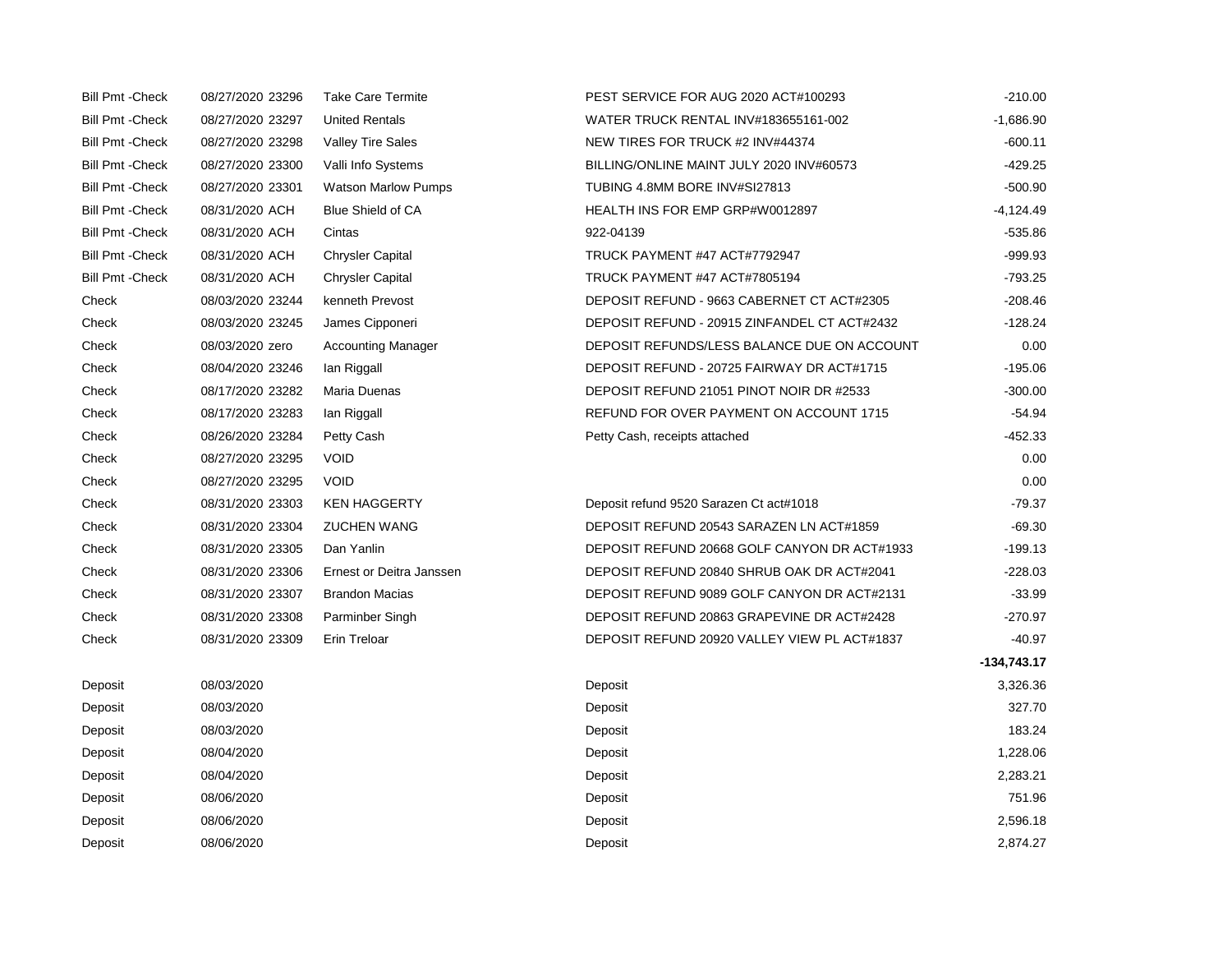| | | | | | |
|---|---|---|---|---|---|
| Bill Pmt -Check | 08/27/2020 | 23296 | Take Care Termite | PEST SERVICE FOR AUG 2020 ACT#100293 | -210.00 |
| Bill Pmt -Check | 08/27/2020 | 23297 | United Rentals | WATER TRUCK RENTAL INV#183655161-002 | -1,686.90 |
| Bill Pmt -Check | 08/27/2020 | 23298 | Valley Tire Sales | NEW TIRES FOR TRUCK #2 INV#44374 | -600.11 |
| Bill Pmt -Check | 08/27/2020 | 23300 | Valli Info Systems | BILLING/ONLINE MAINT JULY 2020 INV#60573 | -429.25 |
| Bill Pmt -Check | 08/27/2020 | 23301 | Watson Marlow Pumps | TUBING 4.8MM BORE INV#SI27813 | -500.90 |
| Bill Pmt -Check | 08/31/2020 | ACH | Blue Shield of CA | HEALTH INS FOR EMP GRP#W0012897 | -4,124.49 |
| Bill Pmt -Check | 08/31/2020 | ACH | Cintas | 922-04139 | -535.86 |
| Bill Pmt -Check | 08/31/2020 | ACH | Chrysler Capital | TRUCK PAYMENT #47 ACT#7792947 | -999.93 |
| Bill Pmt -Check | 08/31/2020 | ACH | Chrysler Capital | TRUCK PAYMENT #47 ACT#7805194 | -793.25 |
| Check | 08/03/2020 | 23244 | kenneth Prevost | DEPOSIT REFUND - 9663 CABERNET CT ACT#2305 | -208.46 |
| Check | 08/03/2020 | 23245 | James Cipponeri | DEPOSIT REFUND - 20915 ZINFANDEL CT ACT#2432 | -128.24 |
| Check | 08/03/2020 | zero | Accounting Manager | DEPOSIT REFUNDS/LESS BALANCE DUE ON ACCOUNT | 0.00 |
| Check | 08/04/2020 | 23246 | Ian Riggall | DEPOSIT REFUND - 20725 FAIRWAY DR ACT#1715 | -195.06 |
| Check | 08/17/2020 | 23282 | Maria Duenas | DEPOSIT REFUND 21051 PINOT NOIR DR #2533 | -300.00 |
| Check | 08/17/2020 | 23283 | Ian Riggall | REFUND FOR OVER PAYMENT ON ACCOUNT 1715 | -54.94 |
| Check | 08/26/2020 | 23284 | Petty Cash | Petty Cash, receipts attached | -452.33 |
| Check | 08/27/2020 | 23295 | VOID | | 0.00 |
| Check | 08/27/2020 | 23295 | VOID | | 0.00 |
| Check | 08/31/2020 | 23303 | KEN HAGGERTY | Deposit refund 9520 Sarazen Ct act#1018 | -79.37 |
| Check | 08/31/2020 | 23304 | ZUCHEN WANG | DEPOSIT REFUND 20543 SARAZEN LN ACT#1859 | -69.30 |
| Check | 08/31/2020 | 23305 | Dan Yanlin | DEPOSIT REFUND 20668 GOLF CANYON DR ACT#1933 | -199.13 |
| Check | 08/31/2020 | 23306 | Ernest or Deitra Janssen | DEPOSIT REFUND 20840 SHRUB OAK DR ACT#2041 | -228.03 |
| Check | 08/31/2020 | 23307 | Brandon Macias | DEPOSIT REFUND 9089 GOLF CANYON DR ACT#2131 | -33.99 |
| Check | 08/31/2020 | 23308 | Parminber Singh | DEPOSIT REFUND 20863 GRAPEVINE DR ACT#2428 | -270.97 |
| Check | 08/31/2020 | 23309 | Erin Treloar | DEPOSIT REFUND 20920 VALLEY VIEW PL ACT#1837 | -40.97 |
| | | | | | **-134,743.17** |
| Deposit | 08/03/2020 | | | Deposit | 3,326.36 |
| Deposit | 08/03/2020 | | | Deposit | 327.70 |
| Deposit | 08/03/2020 | | | Deposit | 183.24 |
| Deposit | 08/04/2020 | | | Deposit | 1,228.06 |
| Deposit | 08/04/2020 | | | Deposit | 2,283.21 |
| Deposit | 08/06/2020 | | | Deposit | 751.96 |
| Deposit | 08/06/2020 | | | Deposit | 2,596.18 |
| Deposit | 08/06/2020 | | | Deposit | 2,874.27 |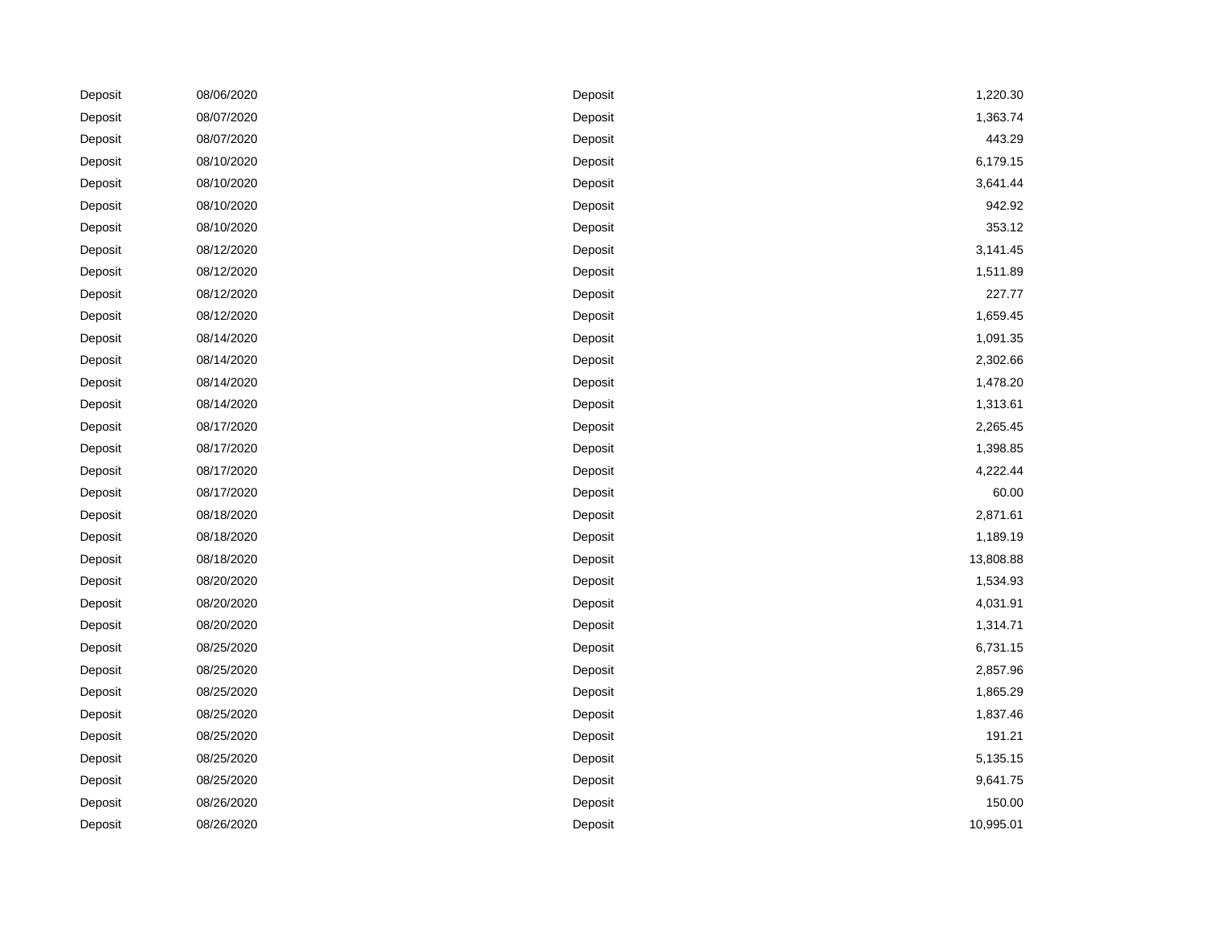| | | | |
|---|---|---|---|
| Deposit | 08/06/2020 | Deposit | 1,220.30 |
| Deposit | 08/07/2020 | Deposit | 1,363.74 |
| Deposit | 08/07/2020 | Deposit | 443.29 |
| Deposit | 08/10/2020 | Deposit | 6,179.15 |
| Deposit | 08/10/2020 | Deposit | 3,641.44 |
| Deposit | 08/10/2020 | Deposit | 942.92 |
| Deposit | 08/10/2020 | Deposit | 353.12 |
| Deposit | 08/12/2020 | Deposit | 3,141.45 |
| Deposit | 08/12/2020 | Deposit | 1,511.89 |
| Deposit | 08/12/2020 | Deposit | 227.77 |
| Deposit | 08/12/2020 | Deposit | 1,659.45 |
| Deposit | 08/14/2020 | Deposit | 1,091.35 |
| Deposit | 08/14/2020 | Deposit | 2,302.66 |
| Deposit | 08/14/2020 | Deposit | 1,478.20 |
| Deposit | 08/14/2020 | Deposit | 1,313.61 |
| Deposit | 08/17/2020 | Deposit | 2,265.45 |
| Deposit | 08/17/2020 | Deposit | 1,398.85 |
| Deposit | 08/17/2020 | Deposit | 4,222.44 |
| Deposit | 08/17/2020 | Deposit | 60.00 |
| Deposit | 08/18/2020 | Deposit | 2,871.61 |
| Deposit | 08/18/2020 | Deposit | 1,189.19 |
| Deposit | 08/18/2020 | Deposit | 13,808.88 |
| Deposit | 08/20/2020 | Deposit | 1,534.93 |
| Deposit | 08/20/2020 | Deposit | 4,031.91 |
| Deposit | 08/20/2020 | Deposit | 1,314.71 |
| Deposit | 08/25/2020 | Deposit | 6,731.15 |
| Deposit | 08/25/2020 | Deposit | 2,857.96 |
| Deposit | 08/25/2020 | Deposit | 1,865.29 |
| Deposit | 08/25/2020 | Deposit | 1,837.46 |
| Deposit | 08/25/2020 | Deposit | 191.21 |
| Deposit | 08/25/2020 | Deposit | 5,135.15 |
| Deposit | 08/25/2020 | Deposit | 9,641.75 |
| Deposit | 08/26/2020 | Deposit | 150.00 |
| Deposit | 08/26/2020 | Deposit | 10,995.01 |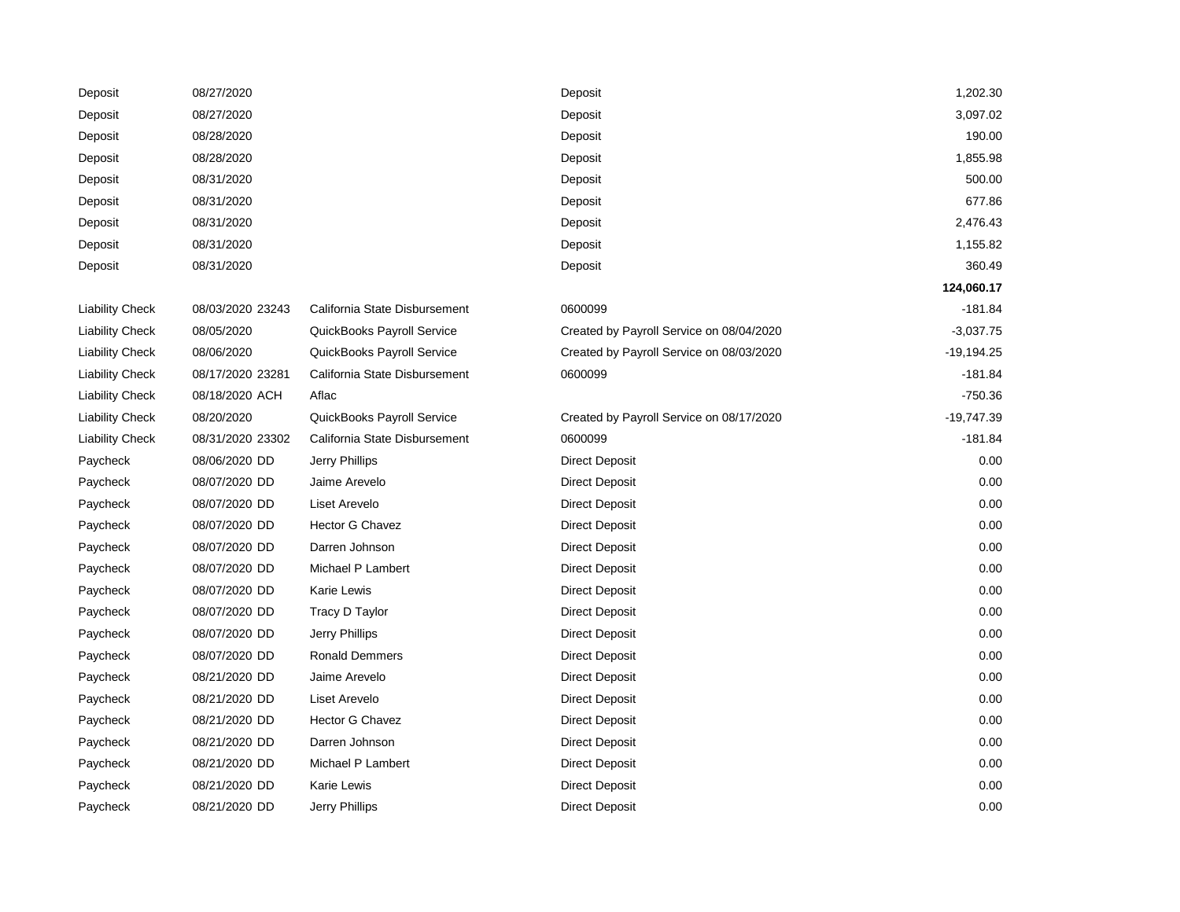| | | | | |
|---|---|---|---|---|
| Deposit | 08/27/2020 | | Deposit | 1,202.30 |
| Deposit | 08/27/2020 | | Deposit | 3,097.02 |
| Deposit | 08/28/2020 | | Deposit | 190.00 |
| Deposit | 08/28/2020 | | Deposit | 1,855.98 |
| Deposit | 08/31/2020 | | Deposit | 500.00 |
| Deposit | 08/31/2020 | | Deposit | 677.86 |
| Deposit | 08/31/2020 | | Deposit | 2,476.43 |
| Deposit | 08/31/2020 | | Deposit | 1,155.82 |
| Deposit | 08/31/2020 | | Deposit | 360.49 |
| | | | | **124,060.17** |
| Liability Check | 08/03/2020 23243 | California State Disbursement | 0600099 | -181.84 |
| Liability Check | 08/05/2020 | QuickBooks Payroll Service | Created by Payroll Service on 08/04/2020 | -3,037.75 |
| Liability Check | 08/06/2020 | QuickBooks Payroll Service | Created by Payroll Service on 08/03/2020 | -19,194.25 |
| Liability Check | 08/17/2020 23281 | California State Disbursement | 0600099 | -181.84 |
| Liability Check | 08/18/2020 ACH | Aflac | | -750.36 |
| Liability Check | 08/20/2020 | QuickBooks Payroll Service | Created by Payroll Service on 08/17/2020 | -19,747.39 |
| Liability Check | 08/31/2020 23302 | California State Disbursement | 0600099 | -181.84 |
| Paycheck | 08/06/2020 DD | Jerry Phillips | Direct Deposit | 0.00 |
| Paycheck | 08/07/2020 DD | Jaime Arevelo | Direct Deposit | 0.00 |
| Paycheck | 08/07/2020 DD | Liset Arevelo | Direct Deposit | 0.00 |
| Paycheck | 08/07/2020 DD | Hector G Chavez | Direct Deposit | 0.00 |
| Paycheck | 08/07/2020 DD | Darren Johnson | Direct Deposit | 0.00 |
| Paycheck | 08/07/2020 DD | Michael P Lambert | Direct Deposit | 0.00 |
| Paycheck | 08/07/2020 DD | Karie Lewis | Direct Deposit | 0.00 |
| Paycheck | 08/07/2020 DD | Tracy D Taylor | Direct Deposit | 0.00 |
| Paycheck | 08/07/2020 DD | Jerry Phillips | Direct Deposit | 0.00 |
| Paycheck | 08/07/2020 DD | Ronald Demmers | Direct Deposit | 0.00 |
| Paycheck | 08/21/2020 DD | Jaime Arevelo | Direct Deposit | 0.00 |
| Paycheck | 08/21/2020 DD | Liset Arevelo | Direct Deposit | 0.00 |
| Paycheck | 08/21/2020 DD | Hector G Chavez | Direct Deposit | 0.00 |
| Paycheck | 08/21/2020 DD | Darren Johnson | Direct Deposit | 0.00 |
| Paycheck | 08/21/2020 DD | Michael P Lambert | Direct Deposit | 0.00 |
| Paycheck | 08/21/2020 DD | Karie Lewis | Direct Deposit | 0.00 |
| Paycheck | 08/21/2020 DD | Jerry Phillips | Direct Deposit | 0.00 |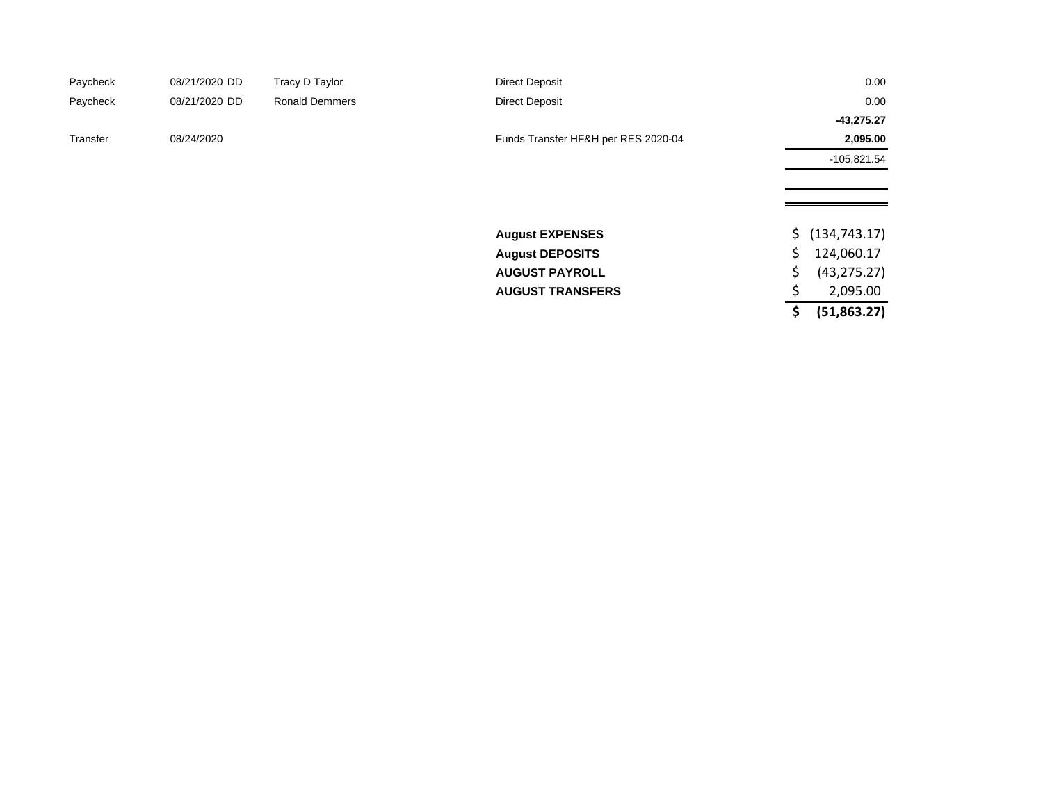| | | | | |
|---|---|---|---|---|
| Paycheck | 08/21/2020 DD | Tracy D Taylor | Direct Deposit | 0.00 |
| Paycheck | 08/21/2020 DD | Ronald Demmers | Direct Deposit | 0.00 |
| | | | | **-43,275.27** |
| Transfer | 08/24/2020 | | Funds Transfer HF&H per RES 2020-04 | **2,095.00** |
| | | | | -105,821.54 |

| | |
|---|---|
| **August EXPENSES** | $ (134,743.17) |
| **August DEPOSITS** | $ 124,060.17 |
| **AUGUST PAYROLL** | $ (43,275.27) |
| **AUGUST TRANSFERS** | $ 2,095.00 |
| | **$ (51,863.27)** |